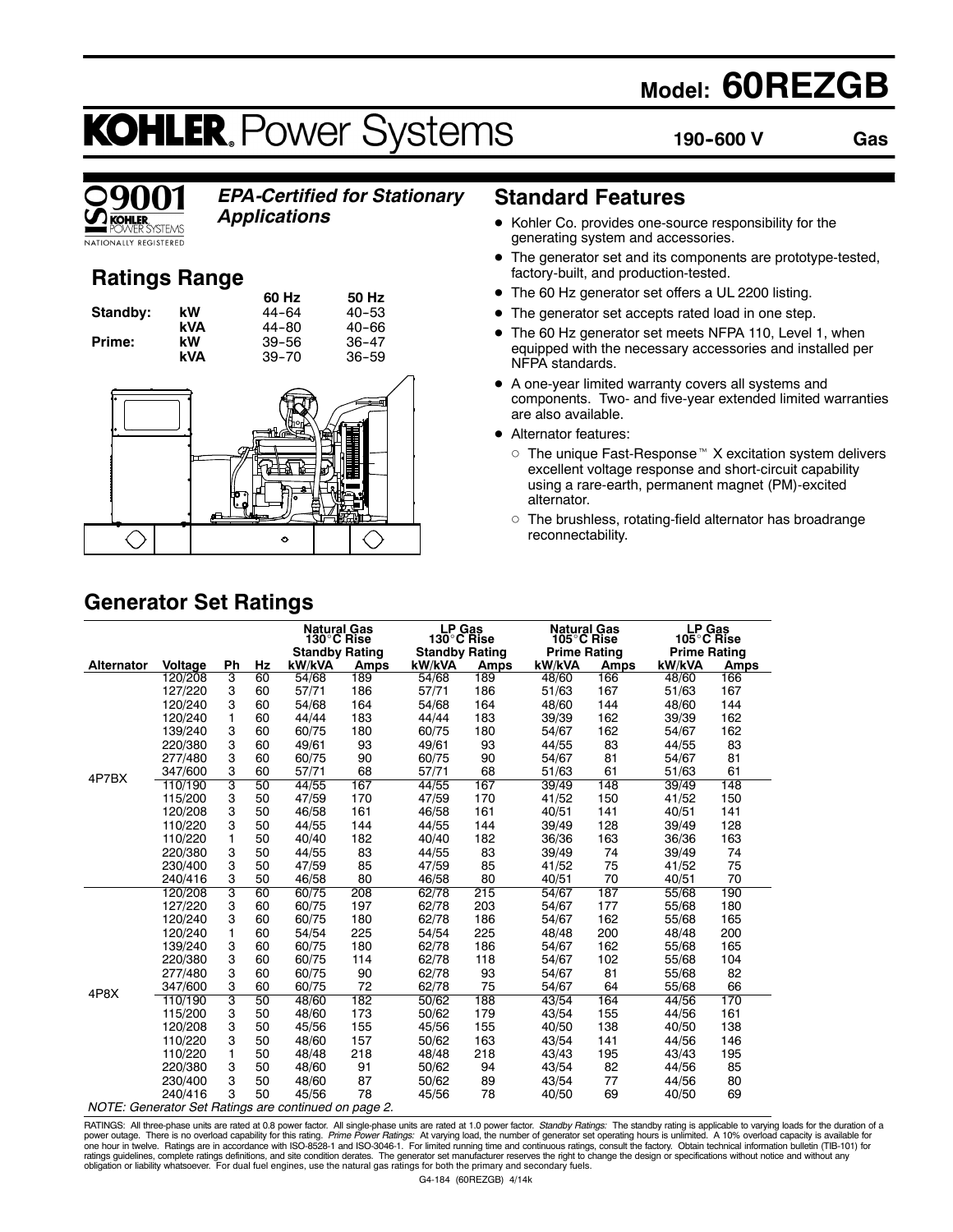# Model: 60REZGB

# KOHLER. Power Systems

**190-600 V** **Gas**

ISO 9001 KOHLER POWER SYSTEMS NATIONALLY REGISTERED

*EPA-Certified for Stationary Applications*

## Ratings Range

| | | 60 Hz | 50 Hz |
|---|---|---|---|
| Standby: | kW | 44-64 | 40-53 |
| | kVA | 44-80 | 40-66 |
| Prime: | kW | 39-56 | 36-47 |
| | kVA | 39-70 | 36-59 |

## Standard Features

- Kohler Co. provides one-source responsibility for the generating system and accessories.
- The generator set and its components are prototype-tested, factory-built, and production-tested.
- The 60 Hz generator set offers a UL 2200 listing.
- The generator set accepts rated load in one step.
- The 60 Hz generator set meets NFPA 110, Level 1, when equipped with the necessary accessories and installed per NFPA standards.
- A one-year limited warranty covers all systems and components. Two- and five-year extended limited warranties are also available.
- Alternator features:
  - The unique Fast-Response™ X excitation system delivers excellent voltage response and short-circuit capability using a rare-earth, permanent magnet (PM)-excited alternator.
  - The brushless, rotating-field alternator has broadrange reconnectability.

## Generator Set Ratings

| | | | | Natural Gas 130°C Rise Standby Rating | | LP Gas 130°C Rise Standby Rating | | Natural Gas 105°C Rise Prime Rating | | LP Gas 105°C Rise Prime Rating | |
|---|---|---|---|---|---|---|---|---|---|---|---|
| Alternator | Voltage | Ph | Hz | kW/kVA | Amps | kW/kVA | Amps | kW/kVA | Amps | kW/kVA | Amps |
| 4P7BX | 120/208 | 3 | 60 | 54/68 | 189 | 54/68 | 189 | 48/60 | 166 | 48/60 | 166 |
| | 127/220 | 3 | 60 | 57/71 | 186 | 57/71 | 186 | 51/63 | 167 | 51/63 | 167 |
| | 120/240 | 3 | 60 | 54/68 | 164 | 54/68 | 164 | 48/60 | 144 | 48/60 | 144 |
| | 120/240 | 1 | 60 | 44/44 | 183 | 44/44 | 183 | 39/39 | 162 | 39/39 | 162 |
| | 139/240 | 3 | 60 | 60/75 | 180 | 60/75 | 180 | 54/67 | 162 | 54/67 | 162 |
| | 220/380 | 3 | 60 | 49/61 | 93 | 49/61 | 93 | 44/55 | 83 | 44/55 | 83 |
| | 277/480 | 3 | 60 | 60/75 | 90 | 60/75 | 90 | 54/67 | 81 | 54/67 | 81 |
| | 347/600 | 3 | 60 | 57/71 | 68 | 57/71 | 68 | 51/63 | 61 | 51/63 | 61 |
| | 110/190 | 3 | 50 | 44/55 | 167 | 44/55 | 167 | 39/49 | 148 | 39/49 | 148 |
| | 115/200 | 3 | 50 | 47/59 | 170 | 47/59 | 170 | 41/52 | 150 | 41/52 | 150 |
| | 120/208 | 3 | 50 | 46/58 | 161 | 46/58 | 161 | 40/51 | 141 | 40/51 | 141 |
| | 110/220 | 3 | 50 | 44/55 | 144 | 44/55 | 144 | 39/49 | 128 | 39/49 | 128 |
| | 110/220 | 1 | 50 | 40/40 | 182 | 40/40 | 182 | 36/36 | 163 | 36/36 | 163 |
| | 220/380 | 3 | 50 | 44/55 | 83 | 44/55 | 83 | 39/49 | 74 | 39/49 | 74 |
| | 230/400 | 3 | 50 | 47/59 | 85 | 47/59 | 85 | 41/52 | 75 | 41/52 | 75 |
| | 240/416 | 3 | 50 | 46/58 | 80 | 46/58 | 80 | 40/51 | 70 | 40/51 | 70 |
| 4P8X | 120/208 | 3 | 60 | 60/75 | 208 | 62/78 | 215 | 54/67 | 187 | 55/68 | 190 |
| | 127/220 | 3 | 60 | 60/75 | 197 | 62/78 | 203 | 54/67 | 177 | 55/68 | 180 |
| | 120/240 | 3 | 60 | 60/75 | 180 | 62/78 | 186 | 54/67 | 162 | 55/68 | 165 |
| | 120/240 | 1 | 60 | 54/54 | 225 | 54/54 | 225 | 48/48 | 200 | 48/48 | 200 |
| | 139/240 | 3 | 60 | 60/75 | 180 | 62/78 | 186 | 54/67 | 162 | 55/68 | 165 |
| | 220/380 | 3 | 60 | 60/75 | 114 | 62/78 | 118 | 54/67 | 102 | 55/68 | 104 |
| | 277/480 | 3 | 60 | 60/75 | 90 | 62/78 | 93 | 54/67 | 81 | 55/68 | 82 |
| | 347/600 | 3 | 60 | 60/75 | 72 | 62/78 | 75 | 54/67 | 64 | 55/68 | 66 |
| | 110/190 | 3 | 50 | 48/60 | 182 | 50/62 | 188 | 43/54 | 164 | 44/56 | 170 |
| | 115/200 | 3 | 50 | 48/60 | 173 | 50/62 | 179 | 43/54 | 155 | 44/56 | 161 |
| | 120/208 | 3 | 50 | 45/56 | 155 | 45/56 | 155 | 40/50 | 138 | 40/50 | 138 |
| | 110/220 | 3 | 50 | 48/60 | 157 | 50/62 | 163 | 43/54 | 141 | 44/56 | 146 |
| | 110/220 | 1 | 50 | 48/48 | 218 | 48/48 | 218 | 43/43 | 195 | 43/43 | 195 |
| | 220/380 | 3 | 50 | 48/60 | 91 | 50/62 | 94 | 43/54 | 82 | 44/56 | 85 |
| | 230/400 | 3 | 50 | 48/60 | 87 | 50/62 | 89 | 43/54 | 77 | 44/56 | 80 |
| | 240/416 | 3 | 50 | 45/56 | 78 | 45/56 | 78 | 40/50 | 69 | 40/50 | 69 |

*NOTE: Generator Set Ratings are continued on page 2.*

RATINGS: All three-phase units are rated at 0.8 power factor. All single-phase units are rated at 1.0 power factor. *Standby Ratings:* The standby rating is applicable to varying loads for the duration of a power outage. There is no overload capability for this rating. *Prime Power Ratings:* At varying load, the number of generator set operating hours is unlimited. A 10% overload capacity is available for one hour in twelve. Ratings are in accordance with ISO-8528-1 and ISO-3046-1. For limited running time and continuous ratings, consult the factory. Obtain technical information bulletin (TIB-101) for ratings guidelines, complete ratings definitions, and site condition derates. The generator set manufacturer reserves the right to change the design or specifications without notice and without any obligation or liability whatsoever. For dual fuel engines, use the natural gas ratings for both the primary and secondary fuels.

G4-184 (60REZGB) 4/14k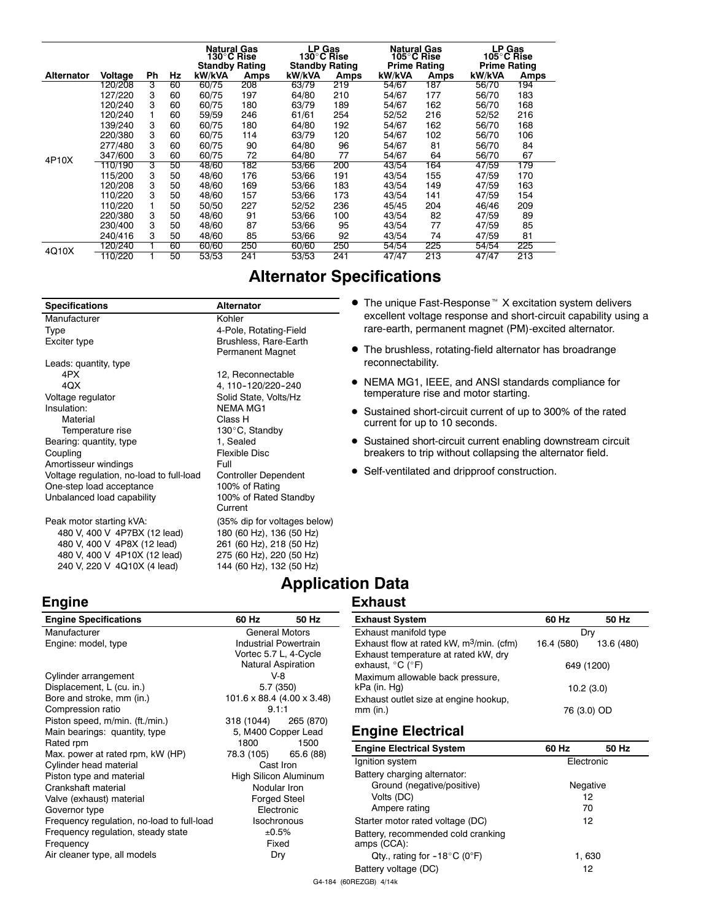| Alternator | Voltage | Ph | Hz | Natural Gas 130°C Rise Standby Rating kW/kVA | Amps | LP Gas 130°C Rise Standby Rating kW/kVA | Amps | Natural Gas 105°C Rise Prime Rating kW/kVA | Amps | LP Gas 105°C Rise Prime Rating kW/kVA | Amps |
|---|---|---|---|---|---|---|---|---|---|---|---|
| 4P10X | 120/208 | 3 | 60 | 60/75 | 208 | 63/79 | 219 | 54/67 | 187 | 56/70 | 194 |
| | 127/220 | 3 | 60 | 60/75 | 197 | 64/80 | 210 | 54/67 | 177 | 56/70 | 183 |
| | 120/240 | 3 | 60 | 60/75 | 180 | 63/79 | 189 | 54/67 | 162 | 56/70 | 168 |
| | 120/240 | 1 | 60 | 59/59 | 246 | 61/61 | 254 | 52/52 | 216 | 52/52 | 216 |
| | 139/240 | 3 | 60 | 60/75 | 180 | 64/80 | 192 | 54/67 | 162 | 56/70 | 168 |
| | 220/380 | 3 | 60 | 60/75 | 114 | 63/79 | 120 | 54/67 | 102 | 56/70 | 106 |
| | 277/480 | 3 | 60 | 60/75 | 90 | 64/80 | 96 | 54/67 | 81 | 56/70 | 84 |
| | 347/600 | 3 | 60 | 60/75 | 72 | 64/80 | 77 | 54/67 | 64 | 56/70 | 67 |
| | 110/190 | 3 | 50 | 48/60 | 182 | 53/66 | 200 | 43/54 | 164 | 47/59 | 179 |
| | 115/200 | 3 | 50 | 48/60 | 176 | 53/66 | 191 | 43/54 | 155 | 47/59 | 170 |
| | 120/208 | 3 | 50 | 48/60 | 169 | 53/66 | 183 | 43/54 | 149 | 47/59 | 163 |
| | 110/220 | 3 | 50 | 48/60 | 157 | 53/66 | 173 | 43/54 | 141 | 47/59 | 154 |
| | 110/220 | 1 | 50 | 50/50 | 227 | 52/52 | 236 | 45/45 | 204 | 46/46 | 209 |
| | 220/380 | 3 | 50 | 48/60 | 91 | 53/66 | 100 | 43/54 | 82 | 47/59 | 89 |
| | 230/400 | 3 | 50 | 48/60 | 87 | 53/66 | 95 | 43/54 | 77 | 47/59 | 85 |
| | 240/416 | 3 | 50 | 48/60 | 85 | 53/66 | 92 | 43/54 | 74 | 47/59 | 81 |
| 4Q10X | 120/240 | 1 | 60 | 60/60 | 250 | 60/60 | 250 | 54/54 | 225 | 54/54 | 225 |
| | 110/220 | 1 | 50 | 53/53 | 241 | 53/53 | 241 | 47/47 | 213 | 47/47 | 213 |

# Alternator Specifications

| Specifications | Alternator |
|---|---|
| Manufacturer | Kohler |
| Type | 4-Pole, Rotating-Field |
| Exciter type | Brushless, Rare-Earth Permanent Magnet |
| Leads: quantity, type | |
| 4PX | 12, Reconnectable |
| 4QX | 4, 110-120/220-240 |
| Voltage regulator | Solid State, Volts/Hz |
| Insulation: | NEMA MG1 |
| Material | Class H |
| Temperature rise | 130°C, Standby |
| Bearing: quantity, type | 1, Sealed |
| Coupling | Flexible Disc |
| Amortisseur windings | Full |
| Voltage regulation, no-load to full-load | Controller Dependent |
| One-step load acceptance | 100% of Rating |
| Unbalanced load capability | 100% of Rated Standby Current |
| Peak motor starting kVA: | (35% dip for voltages below) |
| 480 V, 400 V 4P7BX (12 lead) | 180 (60 Hz), 136 (50 Hz) |
| 480 V, 400 V 4P8X (12 lead) | 261 (60 Hz), 218 (50 Hz) |
| 480 V, 400 V 4P10X (12 lead) | 275 (60 Hz), 220 (50 Hz) |
| 240 V, 220 V 4Q10X (4 lead) | 144 (60 Hz), 132 (50 Hz) |

- The unique Fast-Response™ X excitation system delivers excellent voltage response and short-circuit capability using a rare-earth, permanent magnet (PM)-excited alternator.
- The brushless, rotating-field alternator has broadrange reconnectability.
- NEMA MG1, IEEE, and ANSI standards compliance for temperature rise and motor starting.
- Sustained short-circuit current of up to 300% of the rated current for up to 10 seconds.
- Sustained short-circuit current enabling downstream circuit breakers to trip without collapsing the alternator field.
- Self-ventilated and dripproof construction.

# Application Data

## Engine

| Engine Specifications | 60 Hz | 50 Hz |
|---|---|---|
| Manufacturer | General Motors | |
| Engine: model, type | Industrial Powertrain Vortec 5.7 L, 4-Cycle Natural Aspiration | |
| Cylinder arrangement | V-8 | |
| Displacement, L (cu. in.) | 5.7 (350) | |
| Bore and stroke, mm (in.) | 101.6 x 88.4 (4.00 x 3.48) | |
| Compression ratio | 9.1:1 | |
| Piston speed, m/min. (ft./min.) | 318 (1044) | 265 (870) |
| Main bearings: quantity, type | 5, M400 Copper Lead | |
| Rated rpm | 1800 | 1500 |
| Max. power at rated rpm, kW (HP) | 78.3 (105) | 65.6 (88) |
| Cylinder head material | Cast Iron | |
| Piston type and material | High Silicon Aluminum | |
| Crankshaft material | Nodular Iron | |
| Valve (exhaust) material | Forged Steel | |
| Governor type | Electronic | |
| Frequency regulation, no-load to full-load | Isochronous | |
| Frequency regulation, steady state | ±0.5% | |
| Frequency | Fixed | |
| Air cleaner type, all models | Dry | |

## Exhaust

| Exhaust System | 60 Hz | 50 Hz |
|---|---|---|
| Exhaust manifold type | Dry | |
| Exhaust flow at rated kW, $m^3$/min. (cfm) | 16.4 (580) | 13.6 (480) |
| Exhaust temperature at rated kW, dry exhaust, °C (°F) | 649 (1200) | |
| Maximum allowable back pressure, kPa (in. Hg) | 10.2 (3.0) | |
| Exhaust outlet size at engine hookup, mm (in.) | 76 (3.0) OD | |

## Engine Electrical

| Engine Electrical System | 60 Hz | 50 Hz |
|---|---|---|
| Ignition system | Electronic | |
| Battery charging alternator: | | |
| Ground (negative/positive) | Negative | |
| Volts (DC) | 12 | |
| Ampere rating | 70 | |
| Starter motor rated voltage (DC) | 12 | |
| Battery, recommended cold cranking amps (CCA): | | |
| Qty., rating for -18°C (0°F) | 1, 630 | |
| Battery voltage (DC) | 12 | |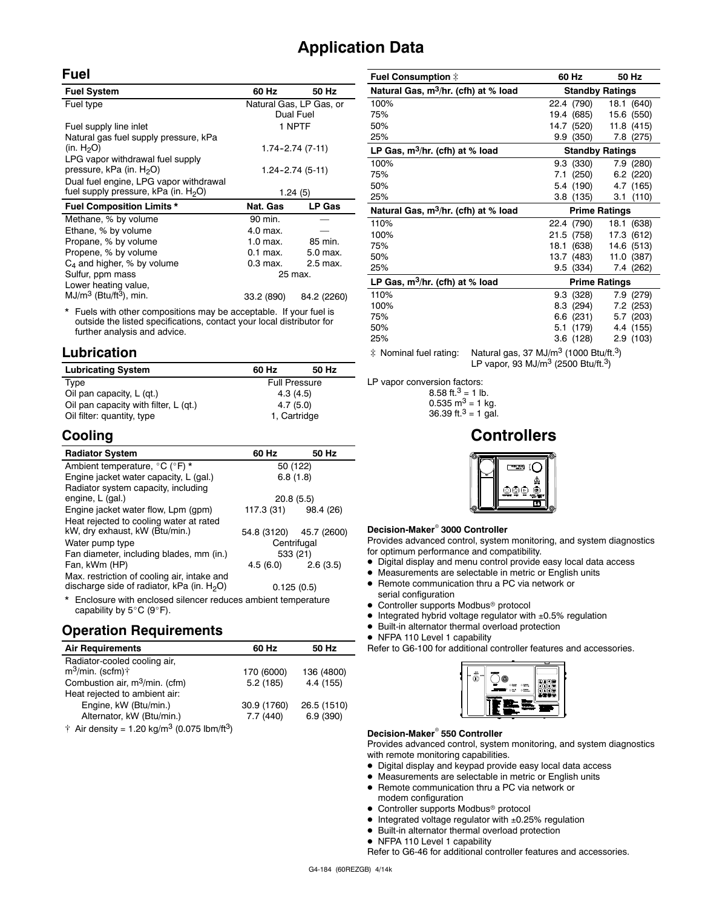# Application Data

## Fuel

| Fuel System | 60 Hz | 50 Hz |
|---|---|---|
| Fuel type | Natural Gas, LP Gas, or Dual Fuel | |
| Fuel supply line inlet | 1 NPTF | |
| Natural gas fuel supply pressure, kPa (in. $H_2O$) | 1.74-2.74 (7-11) | |
| LPG vapor withdrawal fuel supply pressure, kPa (in. $H_2O$) | 1.24-2.74 (5-11) | |
| Dual fuel engine, LPG vapor withdrawal fuel supply pressure, kPa (in. $H_2O$) | 1.24 (5) | |

| Fuel Composition Limits * | Nat. Gas | LP Gas |
|---|---|---|
| Methane, % by volume | 90 min. | — |
| Ethane, % by volume | 4.0 max. | — |
| Propane, % by volume | 1.0 max. | 85 min. |
| Propene, % by volume | 0.1 max. | 5.0 max. |
| $C_4$ and higher, % by volume | 0.3 max. | 2.5 max. |
| Sulfur, ppm mass | 25 max. | |
| Lower heating value, MJ/m$^3$ (Btu/ft$^3$), min. | 33.2 (890) | 84.2 (2260) |

* Fuels with other compositions may be acceptable. If your fuel is outside the listed specifications, contact your local distributor for further analysis and advice.

## Lubrication

| Lubricating System | 60 Hz | 50 Hz |
|---|---|---|
| Type | Full Pressure | |
| Oil pan capacity, L (qt.) | 4.3 (4.5) | |
| Oil pan capacity with filter, L (qt.) | 4.7 (5.0) | |
| Oil filter: quantity, type | 1, Cartridge | |

## Cooling

| Radiator System | 60 Hz | 50 Hz |
|---|---|---|
| Ambient temperature, °C (°F) * | 50 (122) | |
| Engine jacket water capacity, L (gal.) | 6.8 (1.8) | |
| Radiator system capacity, including engine, L (gal.) | 20.8 (5.5) | |
| Engine jacket water flow, Lpm (gpm) | 117.3 (31) | 98.4 (26) |
| Heat rejected to cooling water at rated kW, dry exhaust, kW (Btu/min.) | 54.8 (3120) | 45.7 (2600) |
| Water pump type | Centrifugal | |
| Fan diameter, including blades, mm (in.) | 533 (21) | |
| Fan, kWm (HP) | 4.5 (6.0) | 2.6 (3.5) |
| Max. restriction of cooling air, intake and discharge side of radiator, kPa (in. $H_2O$) | 0.125 (0.5) | |

* Enclosure with enclosed silencer reduces ambient temperature capability by 5°C (9°F).

## Operation Requirements

| Air Requirements | 60 Hz | 50 Hz |
|---|---|---|
| Radiator-cooled cooling air, m$^3$/min. (scfm)† | 170 (6000) | 136 (4800) |
| Combustion air, m$^3$/min. (cfm) | 5.2 (185) | 4.4 (155) |
| Heat rejected to ambient air: | | |
| Engine, kW (Btu/min.) | 30.9 (1760) | 26.5 (1510) |
| Alternator, kW (Btu/min.) | 7.7 (440) | 6.9 (390) |

† Air density = 1.20 kg/m$^3$ (0.075 lbm/ft$^3$)

| Fuel Consumption ‡ | 60 Hz | 50 Hz |
|---|---|---|
| **Natural Gas, m$^3$/hr. (cfh) at % load** | **Standby Ratings** | |
| 100% | 22.4 (790) | 18.1 (640) |
| 75% | 19.4 (685) | 15.6 (550) |
| 50% | 14.7 (520) | 11.8 (415) |
| 25% | 9.9 (350) | 7.8 (275) |
| **LP Gas, m$^3$/hr. (cfh) at % load** | **Standby Ratings** | |
| 100% | 9.3 (330) | 7.9 (280) |
| 75% | 7.1 (250) | 6.2 (220) |
| 50% | 5.4 (190) | 4.7 (165) |
| 25% | 3.8 (135) | 3.1 (110) |
| **Natural Gas, m$^3$/hr. (cfh) at % load** | **Prime Ratings** | |
| 110% | 22.4 (790) | 18.1 (638) |
| 100% | 21.5 (758) | 17.3 (612) |
| 75% | 18.1 (638) | 14.6 (513) |
| 50% | 13.7 (483) | 11.0 (387) |
| 25% | 9.5 (334) | 7.4 (262) |
| **LP Gas, m$^3$/hr. (cfh) at % load** | **Prime Ratings** | |
| 110% | 9.3 (328) | 7.9 (279) |
| 100% | 8.3 (294) | 7.2 (253) |
| 75% | 6.6 (231) | 5.7 (203) |
| 50% | 5.1 (179) | 4.4 (155) |
| 25% | 3.6 (128) | 2.9 (103) |

‡ Nominal fuel rating: Natural gas, 37 MJ/m$^3$ (1000 Btu/ft.$^3$)
LP vapor, 93 MJ/m$^3$ (2500 Btu/ft.$^3$)

LP vapor conversion factors:
8.58 ft.$^3$ = 1 lb.
0.535 m$^3$ = 1 kg.
36.39 ft.$^3$ = 1 gal.

# Controllers

**Decision-Maker® 3000 Controller**

Provides advanced control, system monitoring, and system diagnostics for optimum performance and compatibility.

- Digital display and menu control provide easy local data access
- Measurements are selectable in metric or English units
- Remote communication thru a PC via network or serial configuration
- Controller supports Modbus® protocol
- Integrated hybrid voltage regulator with ±0.5% regulation
- Built-in alternator thermal overload protection
- NFPA 110 Level 1 capability

Refer to G6-100 for additional controller features and accessories.

**Decision-Maker® 550 Controller**

Provides advanced control, system monitoring, and system diagnostics with remote monitoring capabilities.

- Digital display and keypad provide easy local data access
- Measurements are selectable in metric or English units
- Remote communication thru a PC via network or modem configuration
- Controller supports Modbus® protocol
- Integrated voltage regulator with ±0.25% regulation
- Built-in alternator thermal overload protection
- NFPA 110 Level 1 capability

Refer to G6-46 for additional controller features and accessories.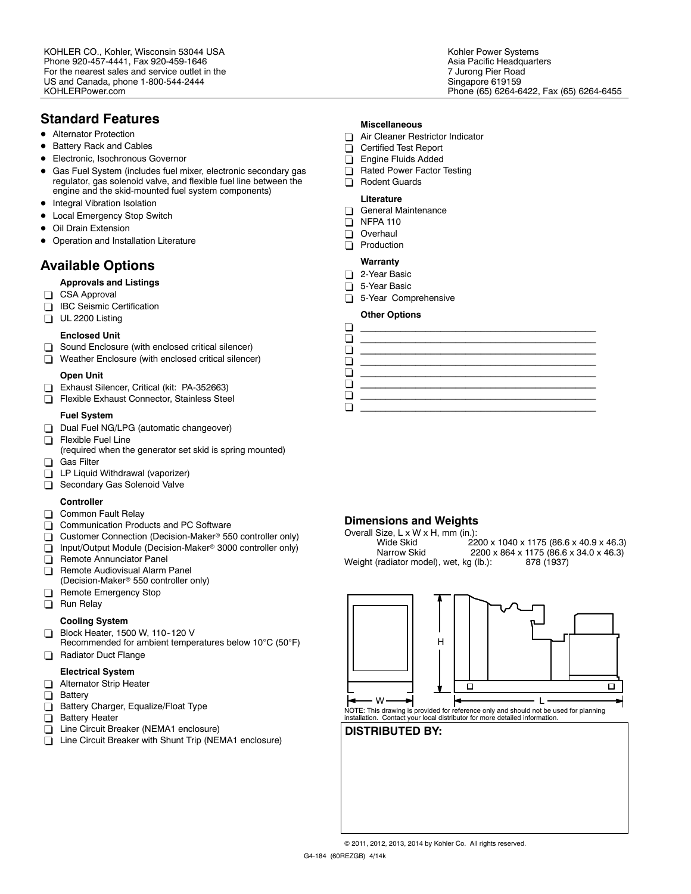KOHLER CO., Kohler, Wisconsin 53044 USA
Phone 920-457-4441, Fax 920-459-1646
For the nearest sales and service outlet in the US and Canada, phone 1-800-544-2444
KOHLERPower.com

Kohler Power Systems
Asia Pacific Headquarters
7 Jurong Pier Road
Singapore 619159
Phone (65) 6264-6422, Fax (65) 6264-6455

## Standard Features

- Alternator Protection
- Battery Rack and Cables
- Electronic, Isochronous Governor
- Gas Fuel System (includes fuel mixer, electronic secondary gas regulator, gas solenoid valve, and flexible fuel line between the engine and the skid-mounted fuel system components)
- Integral Vibration Isolation
- Local Emergency Stop Switch
- Oil Drain Extension
- Operation and Installation Literature

## Available Options

### Approvals and Listings

- ❑ CSA Approval
- ❑ IBC Seismic Certification
- ❑ UL 2200 Listing

### Enclosed Unit

- ❑ Sound Enclosure (with enclosed critical silencer)
- ❑ Weather Enclosure (with enclosed critical silencer)

### Open Unit

- ❑ Exhaust Silencer, Critical (kit: PA-352663)
- ❑ Flexible Exhaust Connector, Stainless Steel

### Fuel System

- ❑ Dual Fuel NG/LPG (automatic changeover)
- ❑ Flexible Fuel Line (required when the generator set skid is spring mounted)
- ❑ Gas Filter
- ❑ LP Liquid Withdrawal (vaporizer)
- ❑ Secondary Gas Solenoid Valve

### Controller

- ❑ Common Fault Relay
- ❑ Communication Products and PC Software
- ❑ Customer Connection (Decision-Maker® 550 controller only)
- ❑ Input/Output Module (Decision-Maker® 3000 controller only)
- ❑ Remote Annunciator Panel
- ❑ Remote Audiovisual Alarm Panel (Decision-Maker® 550 controller only)
- ❑ Remote Emergency Stop
- ❑ Run Relay

### Cooling System

- ❑ Block Heater, 1500 W, 110-120 V
  Recommended for ambient temperatures below 10°C (50°F)
- ❑ Radiator Duct Flange

### Electrical System

- ❑ Alternator Strip Heater
- ❑ Battery
- ❑ Battery Charger, Equalize/Float Type
- ❑ Battery Heater
- ❑ Line Circuit Breaker (NEMA1 enclosure)
- ❑ Line Circuit Breaker with Shunt Trip (NEMA1 enclosure)

### Miscellaneous

- ❑ Air Cleaner Restrictor Indicator
- ❑ Certified Test Report
- ❑ Engine Fluids Added
- ❑ Rated Power Factor Testing
- ❑ Rodent Guards

### Literature

- ❑ General Maintenance
- ❑ NFPA 110
- ❑ Overhaul
- ❑ Production

### Warranty

- ❑ 2-Year Basic
- ❑ 5-Year Basic
- ❑ 5-Year Comprehensive

### Other Options

- ❑ ____________________________________________
- ❑ ____________________________________________
- ❑ ____________________________________________
- ❑ ____________________________________________
- ❑ ____________________________________________
- ❑ ____________________________________________
- ❑ ____________________________________________
- ❑ ____________________________________________

## Dimensions and Weights

Overall Size, L x W x H, mm (in.):

| | |
|---|---|
| Wide Skid | 2200 x 1040 x 1175 (86.6 x 40.9 x 46.3) |
| Narrow Skid | 2200 x 864 x 1175 (86.6 x 34.0 x 46.3) |

Weight (radiator model), wet, kg (lb.): 878 (1937)

H
W
L

NOTE: This drawing is provided for reference only and should not be used for planning installation. Contact your local distributor for more detailed information.

**DISTRIBUTED BY:**

© 2011, 2012, 2013, 2014 by Kohler Co. All rights reserved.

G4-184 (60REZGB) 4/14k